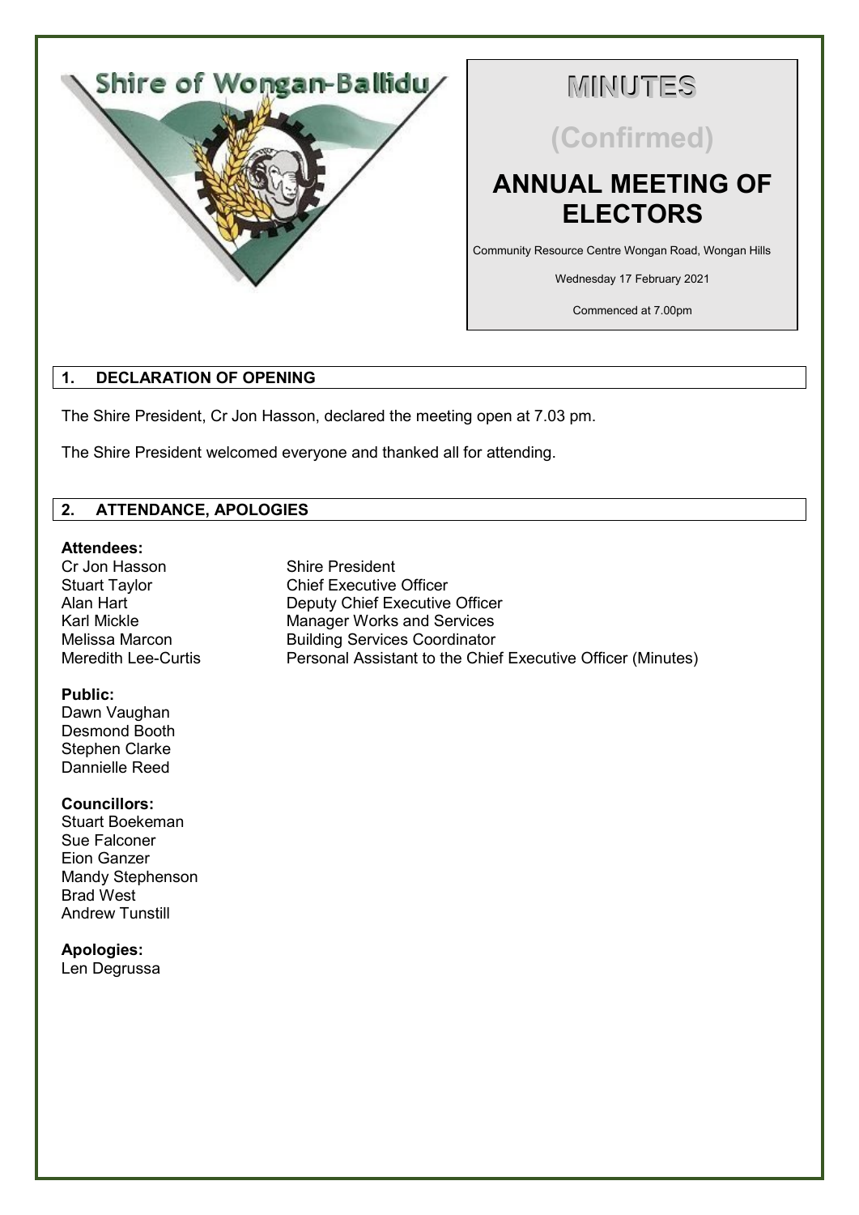Shire of Wongan-Ballidu

# MINUTES

## (Confirmed)

# ANNUAL MEETING OF ELECTORS

Community Resource Centre Wongan Road, Wongan Hills

Wednesday 17 February 2021

Commenced at 7.00pm

## 1. DECLARATION OF OPENING

The Shire President, Cr Jon Hasson, declared the meeting open at 7.03 pm.

The Shire President welcomed everyone and thanked all for attending.

## 2. ATTENDANCE, APOLOGIES

**Attendees:**

| | |
|---|---|
| Cr Jon Hasson | Shire President |
| Stuart Taylor | Chief Executive Officer |
| Alan Hart | Deputy Chief Executive Officer |
| Karl Mickle | Manager Works and Services |
| Melissa Marcon | Building Services Coordinator |
| Meredith Lee-Curtis | Personal Assistant to the Chief Executive Officer (Minutes) |

**Public:**
Dawn Vaughan
Desmond Booth
Stephen Clarke
Dannielle Reed

**Councillors:**
Stuart Boekeman
Sue Falconer
Eion Ganzer
Mandy Stephenson
Brad West
Andrew Tunstill

**Apologies:**
Len Degrussa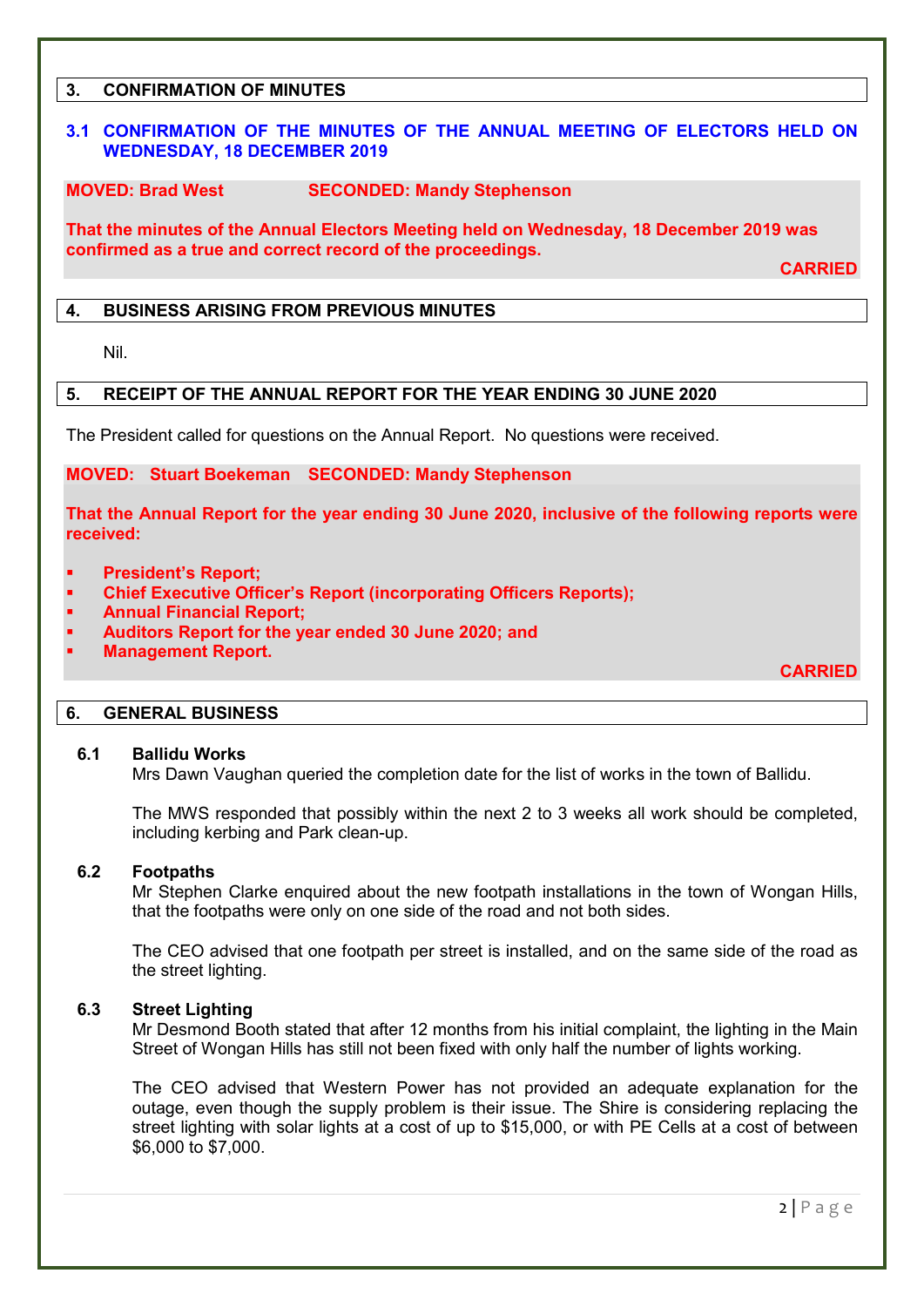## 3. CONFIRMATION OF MINUTES

### 3.1 CONFIRMATION OF THE MINUTES OF THE ANNUAL MEETING OF ELECTORS HELD ON WEDNESDAY, 18 DECEMBER 2019

**MOVED: Brad West SECONDED: Mandy Stephenson**

**That the minutes of the Annual Electors Meeting held on Wednesday, 18 December 2019 was confirmed as a true and correct record of the proceedings.**

**CARRIED**

## 4. BUSINESS ARISING FROM PREVIOUS MINUTES

Nil.

## 5. RECEIPT OF THE ANNUAL REPORT FOR THE YEAR ENDING 30 JUNE 2020

The President called for questions on the Annual Report. No questions were received.

**MOVED: Stuart Boekeman SECONDED: Mandy Stephenson**

**That the Annual Report for the year ending 30 June 2020, inclusive of the following reports were received:**

- **President's Report;**
- **Chief Executive Officer's Report (incorporating Officers Reports);**
- **Annual Financial Report;**
- **Auditors Report for the year ended 30 June 2020; and**
- **Management Report.**

**CARRIED**

## 6. GENERAL BUSINESS

### 6.1 Ballidu Works

Mrs Dawn Vaughan queried the completion date for the list of works in the town of Ballidu.

The MWS responded that possibly within the next 2 to 3 weeks all work should be completed, including kerbing and Park clean-up.

### 6.2 Footpaths

Mr Stephen Clarke enquired about the new footpath installations in the town of Wongan Hills, that the footpaths were only on one side of the road and not both sides.

The CEO advised that one footpath per street is installed, and on the same side of the road as the street lighting.

### 6.3 Street Lighting

Mr Desmond Booth stated that after 12 months from his initial complaint, the lighting in the Main Street of Wongan Hills has still not been fixed with only half the number of lights working.

The CEO advised that Western Power has not provided an adequate explanation for the outage, even though the supply problem is their issue. The Shire is considering replacing the street lighting with solar lights at a cost of up to $15,000, or with PE Cells at a cost of between $6,000 to $7,000.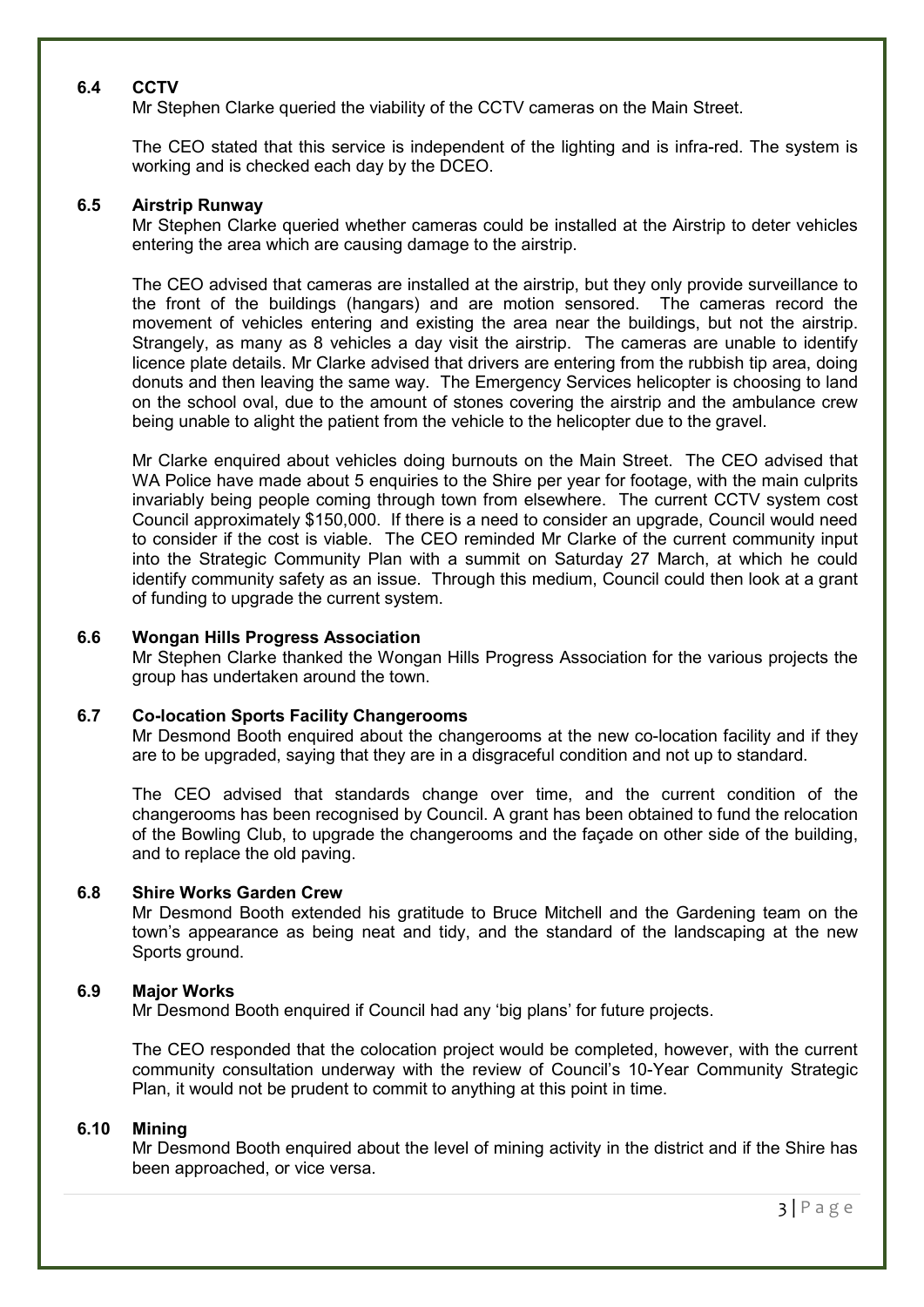### 6.4 CCTV

Mr Stephen Clarke queried the viability of the CCTV cameras on the Main Street.

The CEO stated that this service is independent of the lighting and is infra-red. The system is working and is checked each day by the DCEO.

### 6.5 Airstrip Runway

Mr Stephen Clarke queried whether cameras could be installed at the Airstrip to deter vehicles entering the area which are causing damage to the airstrip.

The CEO advised that cameras are installed at the airstrip, but they only provide surveillance to the front of the buildings (hangars) and are motion sensored. The cameras record the movement of vehicles entering and existing the area near the buildings, but not the airstrip. Strangely, as many as 8 vehicles a day visit the airstrip. The cameras are unable to identify licence plate details. Mr Clarke advised that drivers are entering from the rubbish tip area, doing donuts and then leaving the same way. The Emergency Services helicopter is choosing to land on the school oval, due to the amount of stones covering the airstrip and the ambulance crew being unable to alight the patient from the vehicle to the helicopter due to the gravel.

Mr Clarke enquired about vehicles doing burnouts on the Main Street. The CEO advised that WA Police have made about 5 enquiries to the Shire per year for footage, with the main culprits invariably being people coming through town from elsewhere. The current CCTV system cost Council approximately $150,000. If there is a need to consider an upgrade, Council would need to consider if the cost is viable. The CEO reminded Mr Clarke of the current community input into the Strategic Community Plan with a summit on Saturday 27 March, at which he could identify community safety as an issue. Through this medium, Council could then look at a grant of funding to upgrade the current system.

### 6.6 Wongan Hills Progress Association

Mr Stephen Clarke thanked the Wongan Hills Progress Association for the various projects the group has undertaken around the town.

### 6.7 Co-location Sports Facility Changerooms

Mr Desmond Booth enquired about the changerooms at the new co-location facility and if they are to be upgraded, saying that they are in a disgraceful condition and not up to standard.

The CEO advised that standards change over time, and the current condition of the changerooms has been recognised by Council. A grant has been obtained to fund the relocation of the Bowling Club, to upgrade the changerooms and the façade on other side of the building, and to replace the old paving.

### 6.8 Shire Works Garden Crew

Mr Desmond Booth extended his gratitude to Bruce Mitchell and the Gardening team on the town's appearance as being neat and tidy, and the standard of the landscaping at the new Sports ground.

### 6.9 Major Works

Mr Desmond Booth enquired if Council had any 'big plans' for future projects.

The CEO responded that the colocation project would be completed, however, with the current community consultation underway with the review of Council's 10-Year Community Strategic Plan, it would not be prudent to commit to anything at this point in time.

### 6.10 Mining

Mr Desmond Booth enquired about the level of mining activity in the district and if the Shire has been approached, or vice versa.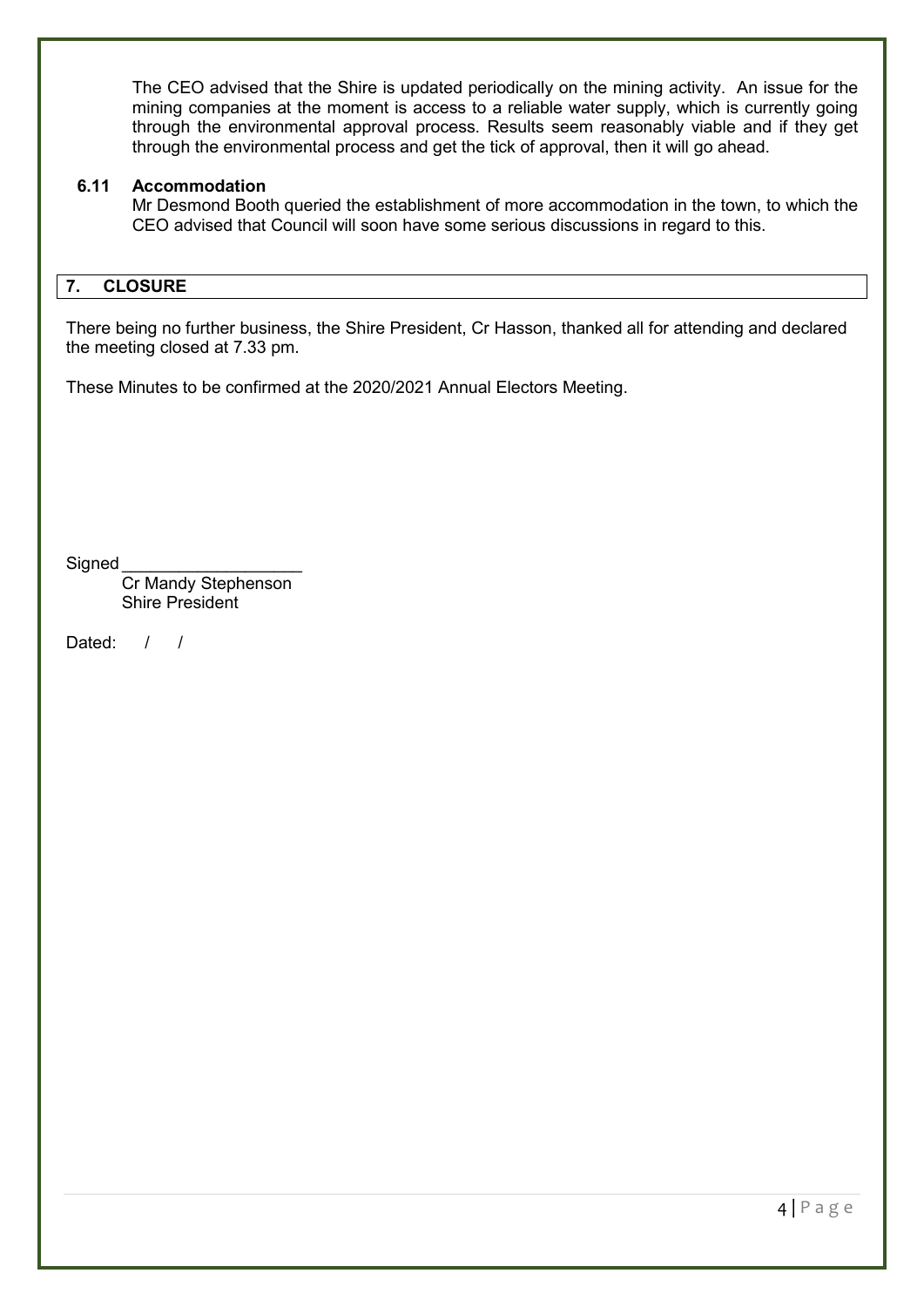The CEO advised that the Shire is updated periodically on the mining activity. An issue for the mining companies at the moment is access to a reliable water supply, which is currently going through the environmental approval process. Results seem reasonably viable and if they get through the environmental process and get the tick of approval, then it will go ahead.

### 6.11 Accommodation

Mr Desmond Booth queried the establishment of more accommodation in the town, to which the CEO advised that Council will soon have some serious discussions in regard to this.

## 7. CLOSURE

There being no further business, the Shire President, Cr Hasson, thanked all for attending and declared the meeting closed at 7.33 pm.

These Minutes to be confirmed at the 2020/2021 Annual Electors Meeting.

Signed ___________________

Cr Mandy Stephenson
Shire President

Dated: / /